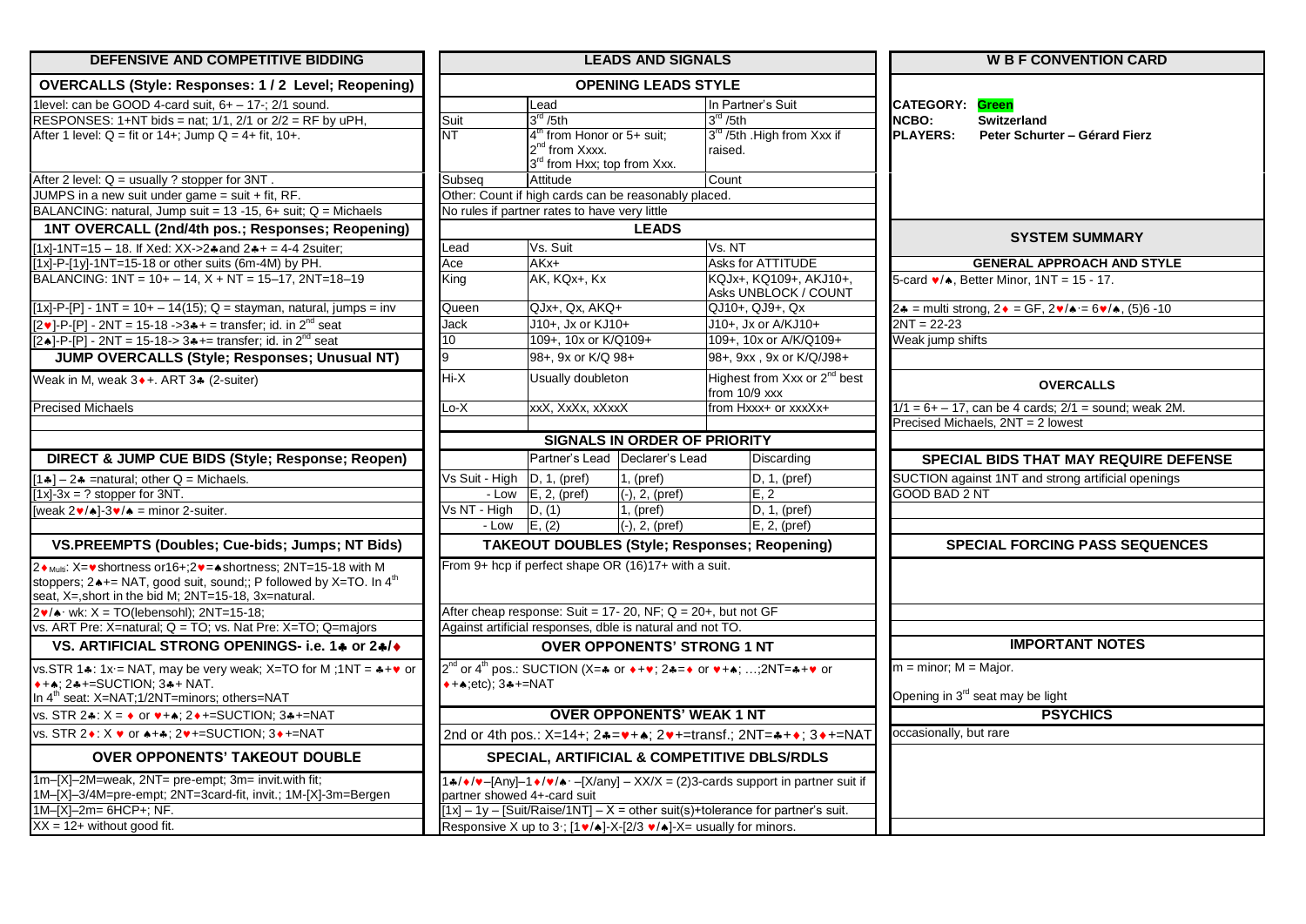## DEFENSIVE AND COMPETITIVE BIDDING

### OVERCALLS (Style: Responses: 1 / 2 Level; Reopening)

1level: can be GOOD 4-card suit, 6+ – 17-; 2/1 sound.
RESPONSES: 1+NT bids = nat; 1/1, 2/1 or 2/2 = RF by uPH,
After 1 level: Q = fit or 14+; Jump Q = 4+ fit, 10+.

After 2 level: Q = usually ? stopper for 3NT .
JUMPS in a new suit under game = suit + fit, RF.
BALANCING: natural, Jump suit = 13 -15, 6+ suit; Q = Michaels

### 1NT OVERCALL (2nd/4th pos.; Responses; Reopening)

[1x]-1NT=15 – 18. If Xed: XX->2♣and 2♣+ = 4-4 2suiter;
[1x]-P-[1y]-1NT=15-18 or other suits (6m-4M) by PH.
BALANCING: 1NT = 10+ – 14, X + NT = 15–17, 2NT=18–19

[1x]-P-[P] - 1NT = 10+ – 14(15); Q = stayman, natural, jumps = inv
[2♥]-P-[P] - 2NT = 15-18 ->3♣+ = transfer; id. in 2nd seat
[2♠]-P-[P] - 2NT = 15-18-> 3♣+= transfer; id. in 2nd seat

### JUMP OVERCALLS (Style; Responses; Unusual NT)

Weak in M, weak 3♦+. ART 3♣ (2-suiter)

Precised Michaels

### DIRECT & JUMP CUE BIDS (Style; Response; Reopen)

[1♣] – 2♣ =natural; other Q = Michaels.
[1x]-3x = ? stopper for 3NT.
[weak 2♥/♠]-3♥/♠ = minor 2-suiter.

### VS.PREEMPTS (Doubles; Cue-bids; Jumps; NT Bids)

2♦ Multi: X=♥shortness or16+;2♥=♠shortness; 2NT=15-18 with M stoppers; 2♠+= NAT, good suit, sound;; P followed by X=TO. In 4th seat, X=,short in the bid M; 2NT=15-18, 3x=natural.
2♥/♠ wk: X = TO(lebensohl); 2NT=15-18;
vs. ART Pre: X=natural; Q = TO; vs. Nat Pre: X=TO; Q=majors

### VS. ARTIFICIAL STRONG OPENINGS- i.e. 1♣ or 2♣/♦

vs.STR 1♣: 1x = NAT, may be very weak; X=TO for M ;1NT = ♣+♥ or ♦+♠; 2♣+=SUCTION; 3♣+ NAT.
In 4th seat: X=NAT;1/2NT=minors; others=NAT
vs. STR 2♣: X = ♦ or ♥+♠; 2♦+=SUCTION; 3♣+=NAT
vs. STR 2♦: X ♥ or ♠+♣; 2♥+=SUCTION; 3♦+=NAT

### OVER OPPONENTS' TAKEOUT DOUBLE

1m–[X]–2M=weak, 2NT= pre-empt; 3m= invit.with fit;
1M–[X]–3/4M=pre-empt; 2NT=3card-fit, invit.; 1M-[X]-3m=Bergen
1M–[X]–2m= 6HCP+; NF.
XX = 12+ without good fit.

## LEADS AND SIGNALS

### OPENING LEADS STYLE

| | Lead | In Partner's Suit |
|---|---|---|
| Suit | 3rd /5th | 3rd /5th |
| NT | 4th from Honor or 5+ suit; 2nd from Xxxx. 3rd from Hxx; top from Xxx. | 3rd /5th .High from Xxx if raised. |
| Subseq | Attitude | Count |

Other: Count if high cards can be reasonably placed.
No rules if partner rates to have very little

### LEADS

| Lead | Vs. Suit | Vs. NT |
|---|---|---|
| Ace | AKx+ | Asks for ATTITUDE |
| King | AK, KQx+, Kx | KQJx+, KQ109+, AKJ10+, Asks UNBLOCK / COUNT |
| Queen | QJx+, Qx, AKQ+ | QJ10+, QJ9+, Qx |
| Jack | J10+, Jx or KJ10+ | J10+, Jx or A/KJ10+ |
| 10 | 109+, 10x or K/Q109+ | 109+, 10x or A/K/Q109+ |
| 9 | 98+, 9x or K/Q 98+ | 98+, 9xx , 9x or K/Q/J98+ |
| Hi-X | Usually doubleton | Highest from Xxx or 2nd best from 10/9 xxx |
| Lo-X | xxX, XxxX, xXxxX | from Hxxx+ or xxxXx+ |

### SIGNALS IN ORDER OF PRIORITY

| | | Partner's Lead | Declarer's Lead | Discarding |
|---|---|---|---|---|
| Vs Suit | - High | D, 1, (pref) | 1, (pref) | D, 1, (pref) |
| | - Low | E, 2, (pref) | (-), 2, (pref) | E, 2 |
| Vs NT | - High | D, (1) | 1, (pref) | D, 1, (pref) |
| | - Low | E, (2) | (-), 2, (pref) | E, 2, (pref) |

### TAKEOUT DOUBLES (Style; Responses; Reopening)

From 9+ hcp if perfect shape OR (16)17+ with a suit.

After cheap response: Suit = 17- 20, NF; Q = 20+, but not GF
Against artificial responses, dble is natural and not TO.

### OVER OPPONENTS' STRONG 1 NT

2nd or 4th pos.: SUCTION (X=♣ or ♦+♥; 2♣=♦ or ♥+♠; …;2NT=♣+♥ or ♦+♠;etc); 3♣+=NAT

### OVER OPPONENTS' WEAK 1 NT

2nd or 4th pos.: X=14+; 2♣=♥+♠; 2♥+=transf.; 2NT=♣+♦; 3♦+=NAT

### SPECIAL, ARTIFICIAL & COMPETITIVE DBLS/RDLS

1♣/♦/♥–[Any]–1♦/♥/♠ –[X/any] – XX/X = (2)3-cards support in partner suit if partner showed 4+-card suit
[1x] – 1y – [Suit/Raise/1NT] – X = other suit(s)+tolerance for partner's suit.
Responsive X up to 3; [1♥/♠]-X-[2/3 ♥/♠]-X= usually for minors.

## W B F CONVENTION CARD

**CATEGORY:** Green
**NCBO:** Switzerland
**PLAYERS:** Peter Schurter – Gérard Fierz

### SYSTEM SUMMARY

#### GENERAL APPROACH AND STYLE

5-card ♥/♠, Better Minor, 1NT = 15 - 17.

2♣ = multi strong, 2♦ = GF, 2♥/♠ = 6♥/♠, (5)6 -10
2NT = 22-23
Weak jump shifts

#### OVERCALLS

1/1 = 6+ – 17, can be 4 cards; 2/1 = sound; weak 2M.
Precised Michaels, 2NT = 2 lowest

#### SPECIAL BIDS THAT MAY REQUIRE DEFENSE

SUCTION against 1NT and strong artificial openings
GOOD BAD 2 NT

#### SPECIAL FORCING PASS SEQUENCES

#### IMPORTANT NOTES

m = minor; M = Major.

Opening in 3rd seat may be light

#### PSYCHICS

occasionally, but rare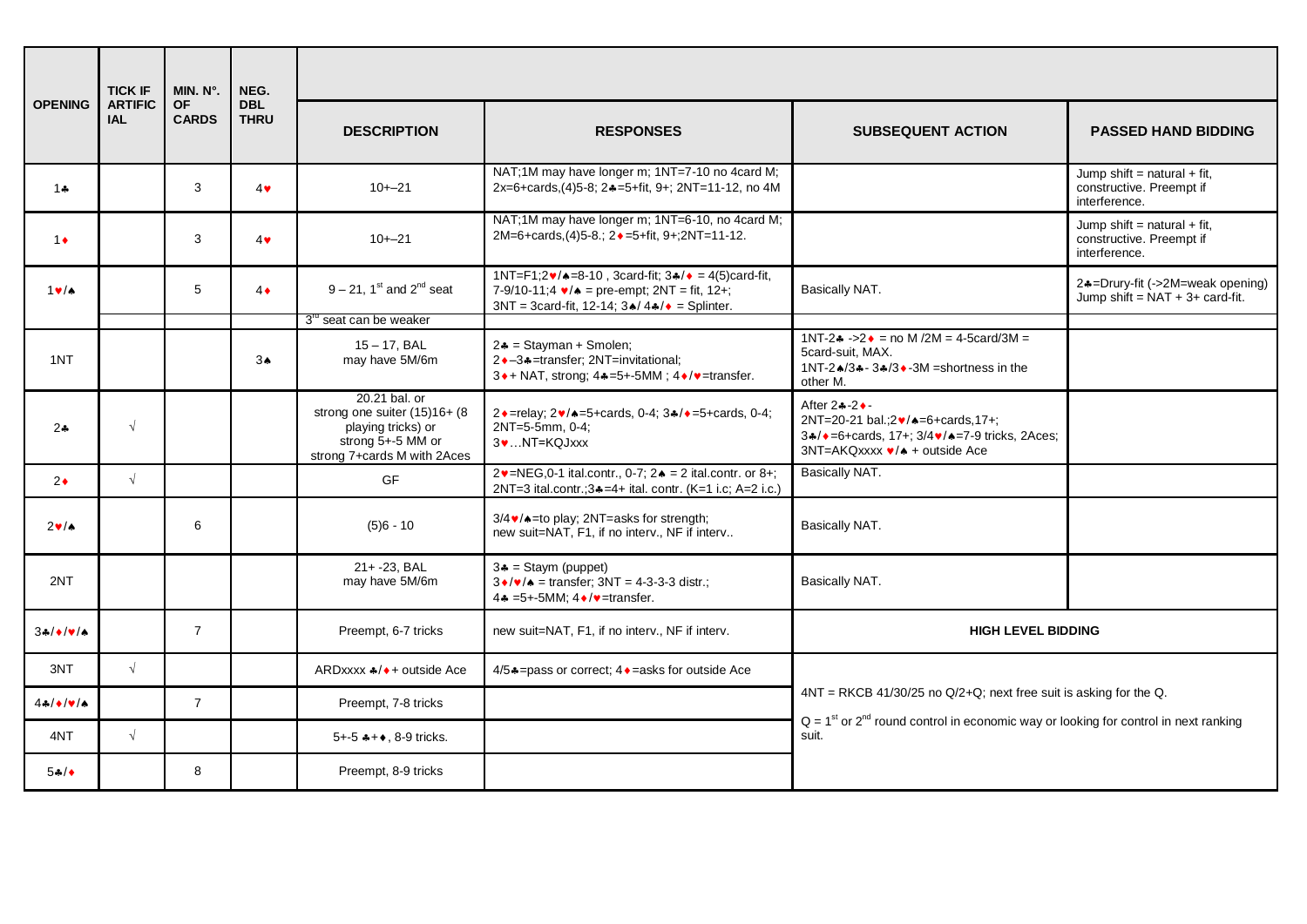| OPENING | TICK IF ARTIFICIAL | MIN. N°. OF CARDS | NEG. DBL THRU | DESCRIPTION | RESPONSES | SUBSEQUENT ACTION | PASSED HAND BIDDING |
|---|---|---|---|---|---|---|---|
| 1♣ | | 3 | 4♥ | 10+–21 | NAT;1M may have longer m; 1NT=7-10 no 4card M; 2x=6+cards,(4)5-8; 2♣=5+fit, 9+; 2NT=11-12, no 4M | | Jump shift = natural + fit, constructive. Preempt if interference. |
| 1♦ | | 3 | 4♥ | 10+–21 | NAT;1M may have longer m; 1NT=6-10, no 4card M; 2M=6+cards,(4)5-8.; 2♦=5+fit, 9+;2NT=11-12. | | Jump shift = natural + fit, constructive. Preempt if interference. |
| 1♥/♠ | | 5 | 4♦ | 9 – 21, 1st and 2nd seat | 1NT=F1;2♥/♠=8-10 , 3card-fit; 3♣/♦ = 4(5)card-fit, 7-9/10-11;4 ♥/♠ = pre-empt; 2NT = fit, 12+; 3NT = 3card-fit, 12-14; 3♠/ 4♣/♦ = Splinter. | Basically NAT. | 2♣=Drury-fit (->2M=weak opening) Jump shift = NAT + 3+ card-fit. |
| | | | | 3rd seat can be weaker | | | |
| 1NT | | | 3♠ | 15 – 17, BAL may have 5M/6m | 2♣ = Stayman + Smolen; 2♦–3♣=transfer; 2NT=invitational; 3♦+ NAT, strong; 4♣=5+-5MM ; 4♦/♥=transfer. | 1NT-2♣ ->2♦ = no M /2M = 4-5card/3M = 5card-suit, MAX. 1NT-2♠/3♣- 3♣/3♦-3M =shortness in the other M. | |
| 2♣ | √ | | | 20.21 bal. or strong one suiter (15)16+ (8 playing tricks) or strong 5+-5 MM or strong 7+cards M with 2Aces | 2♦=relay; 2♥/♠=5+cards, 0-4; 3♣/♦=5+cards, 0-4; 2NT=5-5mm, 0-4; 3♥…NT=KQJxxx | After 2♣-2♦- 2NT=20-21 bal.;2♥/♠=6+cards,17+; 3♣/♦=6+cards, 17+; 3/4♥/♠=7-9 tricks, 2Aces; 3NT=AKQxxxx ♥/♠ + outside Ace | |
| 2♦ | √ | | | GF | 2♥=NEG,0-1 ital.contr., 0-7; 2♠ = 2 ital.contr. or 8+; 2NT=3 ital.contr.;3♣=4+ ital. contr. (K=1 i.c; A=2 i.c.) | Basically NAT. | |
| 2♥/♠ | | 6 | | (5)6 - 10 | 3/4♥/♠=to play; 2NT=asks for strength; new suit=NAT, F1, if no interv., NF if interv.. | Basically NAT. | |
| 2NT | | | | 21+ -23, BAL may have 5M/6m | 3♣ = Staym (puppet) 3♦/♥/♠ = transfer; 3NT = 4-3-3-3 distr.; 4♣ =5+-5MM; 4♦/♥=transfer. | Basically NAT. | |
| 3♣/♦/♥/♠ | | 7 | | Preempt, 6-7 tricks | new suit=NAT, F1, if no interv., NF if interv. | **HIGH LEVEL BIDDING** | |
| 3NT | √ | | | ARDxxxx ♣/♦+ outside Ace | 4/5♣=pass or correct; 4♦=asks for outside Ace | 4NT = RKCB 41/30/25 no Q/2+Q; next free suit is asking for the Q. Q = 1st or 2nd round control in economic way or looking for control in next ranking suit. | |
| 4♣/♦/♥/♠ | | 7 | | Preempt, 7-8 tricks | | | |
| 4NT | √ | | | 5+-5 ♣+♦, 8-9 tricks. | | | |
| 5♣/♦ | | 8 | | Preempt, 8-9 tricks | | | |